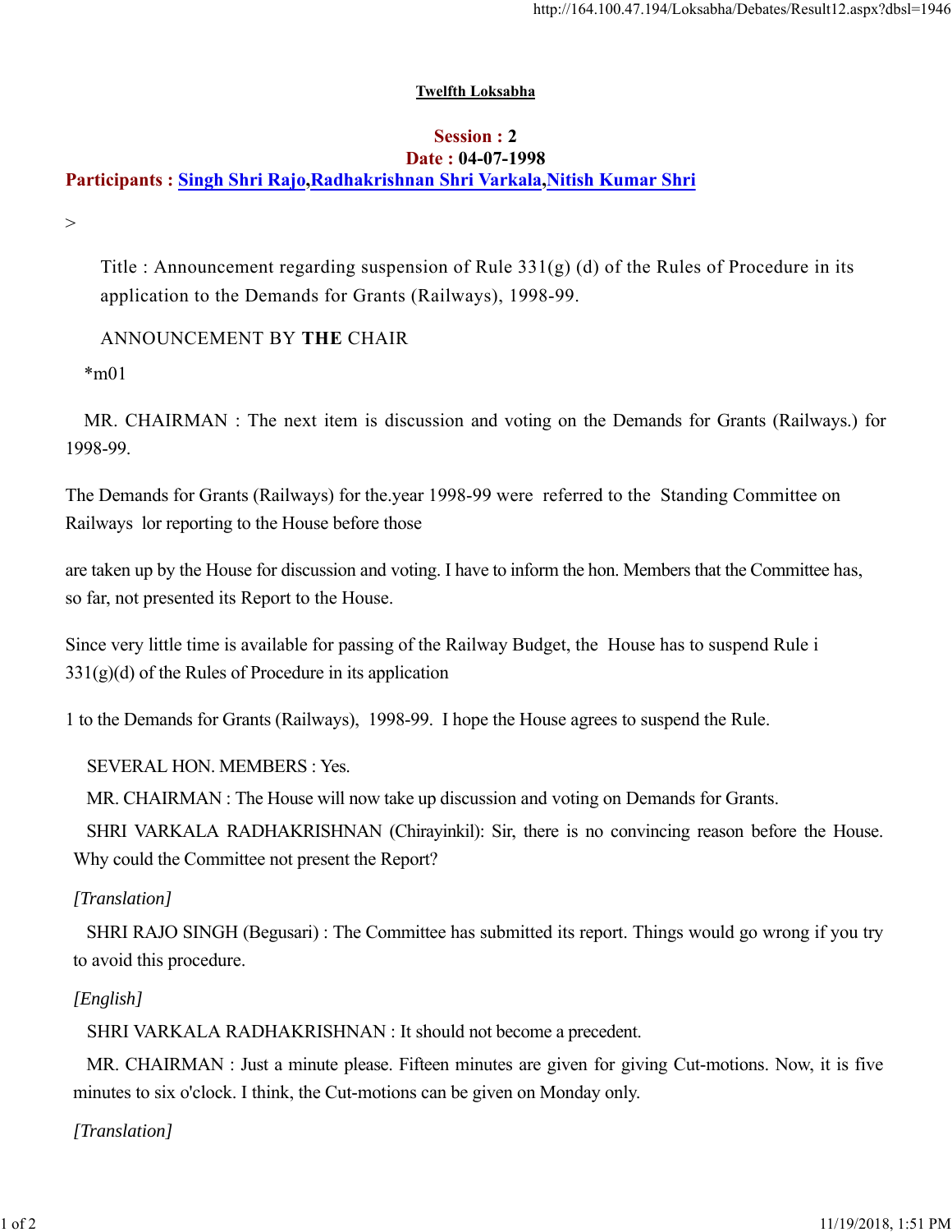**Twelfth Loksabha**

**Session : 2**
**Date : 04-07-1998**
**Participants : Singh Shri Rajo,Radhakrishnan Shri Varkala,Nitish Kumar Shri**

>

Title : Announcement regarding suspension of Rule 331(g) (d) of the Rules of Procedure in its application to the Demands for Grants (Railways), 1998-99.

ANNOUNCEMENT BY **THE** CHAIR

*m01

MR. CHAIRMAN : The next item is discussion and voting on the Demands for Grants (Railways.) for 1998-99.

The Demands for Grants (Railways) for the.year 1998-99 were referred to the Standing Committee on Railways lor reporting to the House before those

are taken up by the House for discussion and voting. I have to inform the hon. Members that the Committee has, so far, not presented its Report to the House.

Since very little time is available for passing of the Railway Budget, the House has to suspend Rule i 331(g)(d) of the Rules of Procedure in its application

1 to the Demands for Grants (Railways), 1998-99. I hope the House agrees to suspend the Rule.

SEVERAL HON. MEMBERS : Yes.

MR. CHAIRMAN : The House will now take up discussion and voting on Demands for Grants.

SHRI VARKALA RADHAKRISHNAN (Chirayinkil): Sir, there is no convincing reason before the House. Why could the Committee not present the Report?

*[Translation]*

SHRI RAJO SINGH (Begusari) : The Committee has submitted its report. Things would go wrong if you try to avoid this procedure.

*[English]*

SHRI VARKALA RADHAKRISHNAN : It should not become a precedent.

MR. CHAIRMAN : Just a minute please. Fifteen minutes are given for giving Cut-motions. Now, it is five minutes to six o'clock. I think, the Cut-motions can be given on Monday only.

*[Translation]*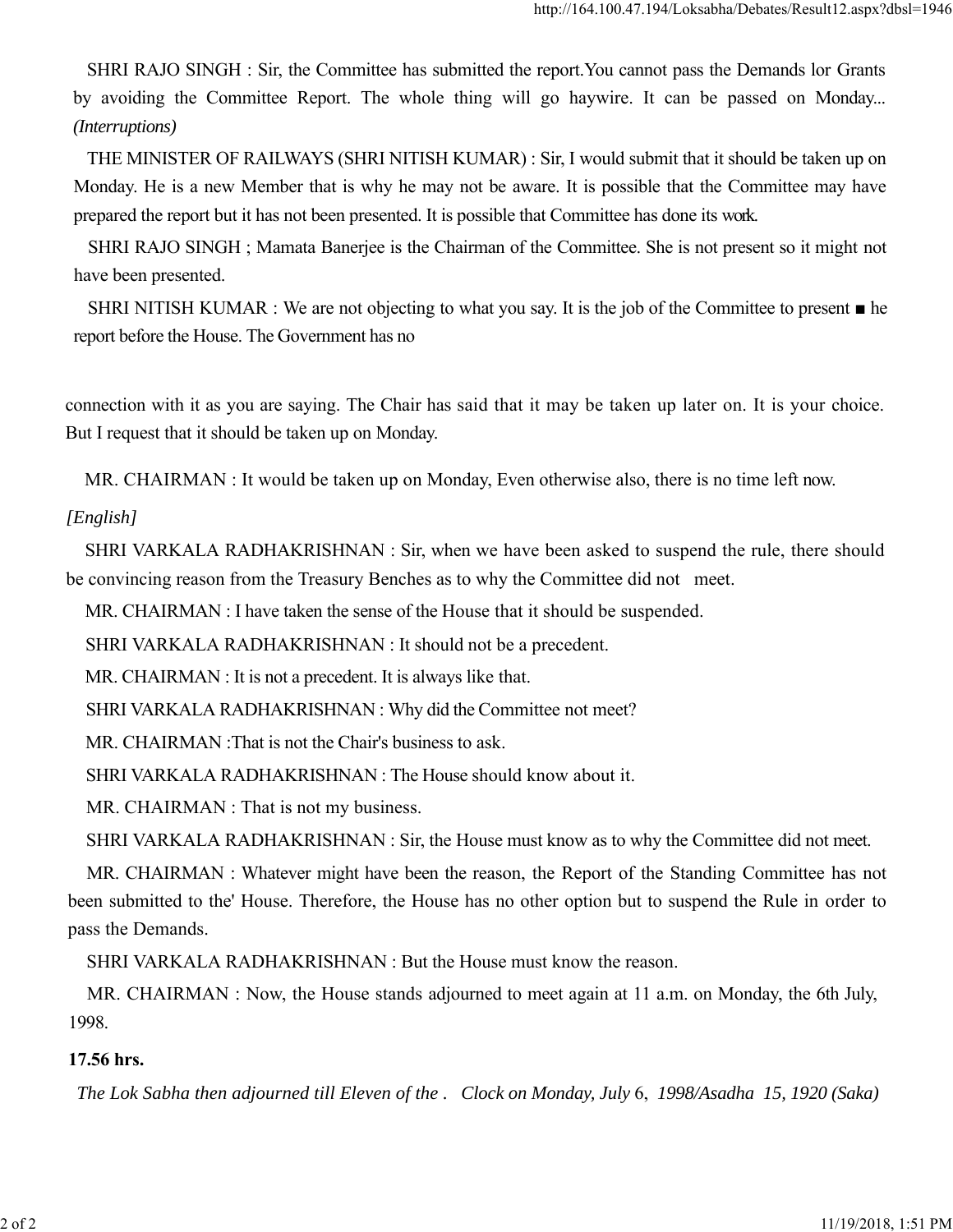SHRI RAJO SINGH : Sir, the Committee has submitted the report.You cannot pass the Demands lor Grants by avoiding the Committee Report. The whole thing will go haywire. It can be passed on Monday... *(Interruptions)*

THE MINISTER OF RAILWAYS (SHRI NITISH KUMAR) : Sir, I would submit that it should be taken up on Monday. He is a new Member that is why he may not be aware. It is possible that the Committee may have prepared the report but it has not been presented. It is possible that Committee has done its work.

SHRI RAJO SINGH ; Mamata Banerjee is the Chairman of the Committee. She is not present so it might not have been presented.

SHRI NITISH KUMAR : We are not objecting to what you say. It is the job of the Committee to present ■ he report before the House. The Government has no connection with it as you are saying. The Chair has said that it may be taken up later on. It is your choice. But I request that it should be taken up on Monday.

MR. CHAIRMAN : It would be taken up on Monday, Even otherwise also, there is no time left now.

*[English]*

SHRI VARKALA RADHAKRISHNAN : Sir, when we have been asked to suspend the rule, there should be convincing reason from the Treasury Benches as to why the Committee did not meet.

MR. CHAIRMAN : I have taken the sense of the House that it should be suspended.

SHRI VARKALA RADHAKRISHNAN : It should not be a precedent.

MR. CHAIRMAN : It is not a precedent. It is always like that.

SHRI VARKALA RADHAKRISHNAN : Why did the Committee not meet?

MR. CHAIRMAN :That is not the Chair's business to ask.

SHRI VARKALA RADHAKRISHNAN : The House should know about it.

MR. CHAIRMAN : That is not my business.

SHRI VARKALA RADHAKRISHNAN : Sir, the House must know as to why the Committee did not meet.

MR. CHAIRMAN : Whatever might have been the reason, the Report of the Standing Committee has not been submitted to the' House. Therefore, the House has no other option but to suspend the Rule in order to pass the Demands.

SHRI VARKALA RADHAKRISHNAN : But the House must know the reason.

MR. CHAIRMAN : Now, the House stands adjourned to meet again at 11 a.m. on Monday, the 6th July, 1998.

**17.56 hrs.**

*The Lok Sabha then adjourned till Eleven of the . Clock on Monday, July 6, 1998/Asadha 15, 1920 (Saka)*